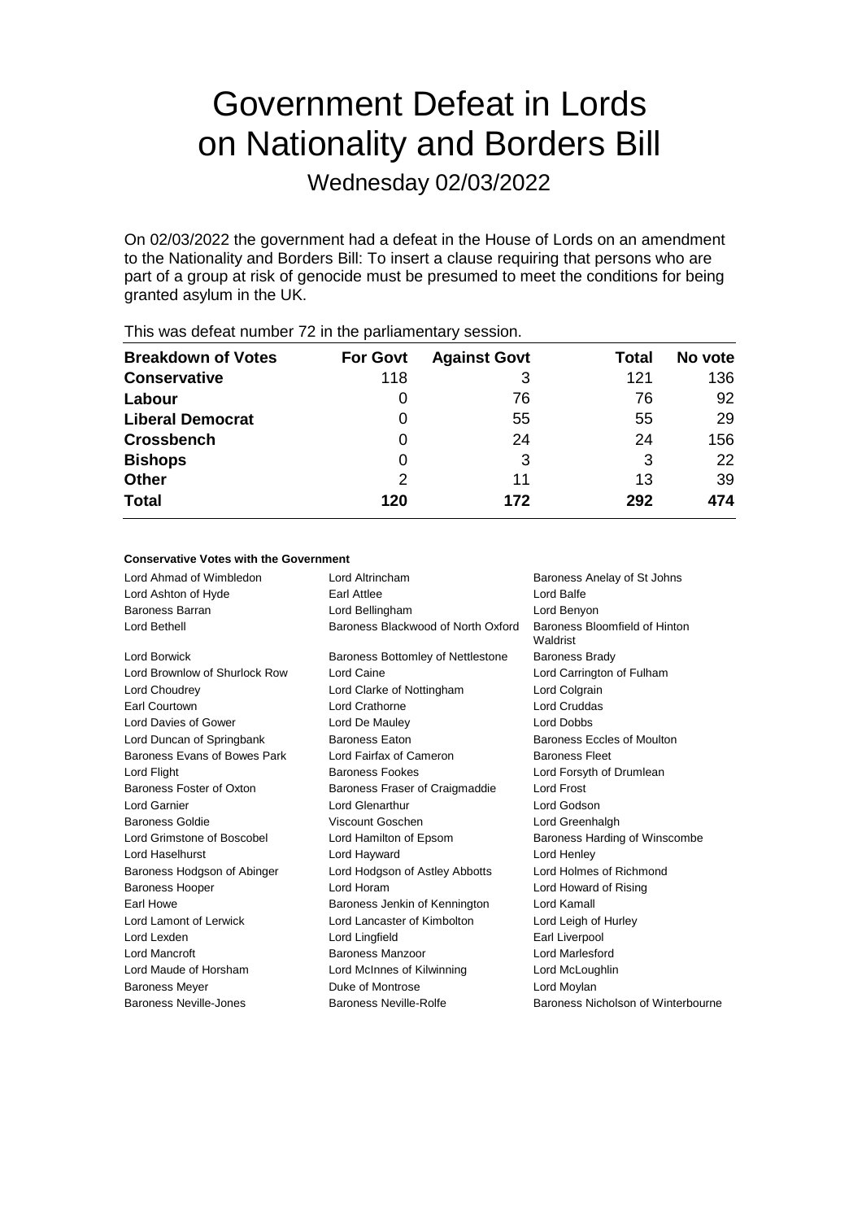# Government Defeat in Lords on Nationality and Borders Bill

Wednesday 02/03/2022

On 02/03/2022 the government had a defeat in the House of Lords on an amendment to the Nationality and Borders Bill: To insert a clause requiring that persons who are part of a group at risk of genocide must be presumed to meet the conditions for being granted asylum in the UK.

This was defeat number 72 in the parliamentary session.

| Breakdown of Votes | For Govt | Against Govt | Total | No vote |
|---|---|---|---|---|
| Conservative | 118 | 3 | 121 | 136 |
| Labour | 0 | 76 | 76 | 92 |
| Liberal Democrat | 0 | 55 | 55 | 29 |
| Crossbench | 0 | 24 | 24 | 156 |
| Bishops | 0 | 3 | 3 | 22 |
| Other | 2 | 11 | 13 | 39 |
| **Total** | **120** | **172** | **292** | **474** |

**Conservative Votes with the Government**

| | | |
|---|---|---|
| Lord Ahmad of Wimbledon | Lord Altrincham | Baroness Anelay of St Johns |
| Lord Ashton of Hyde | Earl Attlee | Lord Balfe |
| Baroness Barran | Lord Bellingham | Lord Benyon |
| Lord Bethell | Baroness Blackwood of North Oxford | Baroness Bloomfield of Hinton Waldrist |
| Lord Borwick | Baroness Bottomley of Nettlestone | Baroness Brady |
| Lord Brownlow of Shurlock Row | Lord Caine | Lord Carrington of Fulham |
| Lord Choudrey | Lord Clarke of Nottingham | Lord Colgrain |
| Earl Courtown | Lord Crathorne | Lord Cruddas |
| Lord Davies of Gower | Lord De Mauley | Lord Dobbs |
| Lord Duncan of Springbank | Baroness Eaton | Baroness Eccles of Moulton |
| Baroness Evans of Bowes Park | Lord Fairfax of Cameron | Baroness Fleet |
| Lord Flight | Baroness Fookes | Lord Forsyth of Drumlean |
| Baroness Foster of Oxton | Baroness Fraser of Craigmaddie | Lord Frost |
| Lord Garnier | Lord Glenarthur | Lord Godson |
| Baroness Goldie | Viscount Goschen | Lord Greenhalgh |
| Lord Grimstone of Boscobel | Lord Hamilton of Epsom | Baroness Harding of Winscombe |
| Lord Haselhurst | Lord Hayward | Lord Henley |
| Baroness Hodgson of Abinger | Lord Hodgson of Astley Abbotts | Lord Holmes of Richmond |
| Baroness Hooper | Lord Horam | Lord Howard of Rising |
| Earl Howe | Baroness Jenkin of Kennington | Lord Kamall |
| Lord Lamont of Lerwick | Lord Lancaster of Kimbolton | Lord Leigh of Hurley |
| Lord Lexden | Lord Lingfield | Earl Liverpool |
| Lord Mancroft | Baroness Manzoor | Lord Marlesford |
| Lord Maude of Horsham | Lord McInnes of Kilwinning | Lord McLoughlin |
| Baroness Meyer | Duke of Montrose | Lord Moylan |
| Baroness Neville-Jones | Baroness Neville-Rolfe | Baroness Nicholson of Winterbourne |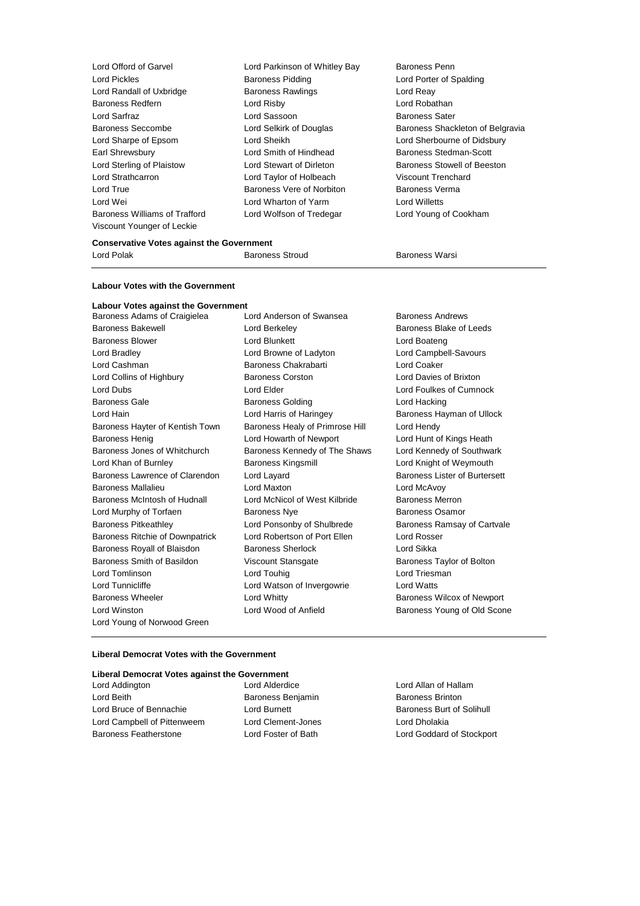Lord Offord of Garvel
Lord Parkinson of Whitley Bay
Baroness Penn
Lord Pickles
Baroness Pidding
Lord Porter of Spalding
Lord Randall of Uxbridge
Baroness Rawlings
Lord Reay
Baroness Redfern
Lord Risby
Lord Robathan
Lord Sarfraz
Lord Sassoon
Baroness Sater
Baroness Seccombe
Lord Selkirk of Douglas
Baroness Shackleton of Belgravia
Lord Sharpe of Epsom
Lord Sheikh
Lord Sherbourne of Didsbury
Earl Shrewsbury
Lord Smith of Hindhead
Baroness Stedman-Scott
Lord Sterling of Plaistow
Lord Stewart of Dirleton
Baroness Stowell of Beeston
Lord Strathcarron
Lord Taylor of Holbeach
Viscount Trenchard
Lord True
Baroness Vere of Norbiton
Baroness Verma
Lord Wei
Lord Wharton of Yarm
Lord Willetts
Baroness Williams of Trafford
Lord Wolfson of Tredegar
Lord Young of Cookham
Viscount Younger of Leckie

**Conservative Votes against the Government**

Lord Polak
Baroness Stroud
Baroness Warsi

---

**Labour Votes with the Government**

**Labour Votes against the Government**

Baroness Adams of Craigielea
Lord Anderson of Swansea
Baroness Andrews
Baroness Bakewell
Lord Berkeley
Baroness Blake of Leeds
Baroness Blower
Lord Blunkett
Lord Boateng
Lord Bradley
Lord Browne of Ladyton
Lord Campbell-Savours
Lord Cashman
Baroness Chakrabarti
Lord Coaker
Lord Collins of Highbury
Baroness Corston
Lord Davies of Brixton
Lord Dubs
Lord Elder
Lord Foulkes of Cumnock
Baroness Gale
Baroness Golding
Lord Hacking
Lord Hain
Lord Harris of Haringey
Baroness Hayman of Ullock
Baroness Hayter of Kentish Town
Baroness Healy of Primrose Hill
Lord Hendy
Baroness Henig
Lord Howarth of Newport
Lord Hunt of Kings Heath
Baroness Jones of Whitchurch
Baroness Kennedy of The Shaws
Lord Kennedy of Southwark
Lord Khan of Burnley
Baroness Kingsmill
Lord Knight of Weymouth
Baroness Lawrence of Clarendon
Lord Layard
Baroness Lister of Burtersett
Baroness Mallalieu
Lord Maxton
Lord McAvoy
Baroness McIntosh of Hudnall
Lord McNicol of West Kilbride
Baroness Merron
Lord Murphy of Torfaen
Baroness Nye
Baroness Osamor
Baroness Pitkeathley
Lord Ponsonby of Shulbrede
Baroness Ramsay of Cartvale
Baroness Ritchie of Downpatrick
Lord Robertson of Port Ellen
Lord Rosser
Baroness Royall of Blaisdon
Baroness Sherlock
Lord Sikka
Baroness Smith of Basildon
Viscount Stansgate
Baroness Taylor of Bolton
Lord Tomlinson
Lord Touhig
Lord Triesman
Lord Tunnicliffe
Lord Watson of Invergowrie
Lord Watts
Baroness Wheeler
Lord Whitty
Baroness Wilcox of Newport
Lord Winston
Lord Wood of Anfield
Baroness Young of Old Scone
Lord Young of Norwood Green

---

**Liberal Democrat Votes with the Government**

**Liberal Democrat Votes against the Government**

Lord Addington
Lord Alderdice
Lord Allan of Hallam
Lord Beith
Baroness Benjamin
Baroness Brinton
Lord Bruce of Bennachie
Lord Burnett
Baroness Burt of Solihull
Lord Campbell of Pittenweem
Lord Clement-Jones
Lord Dholakia
Baroness Featherstone
Lord Foster of Bath
Lord Goddard of Stockport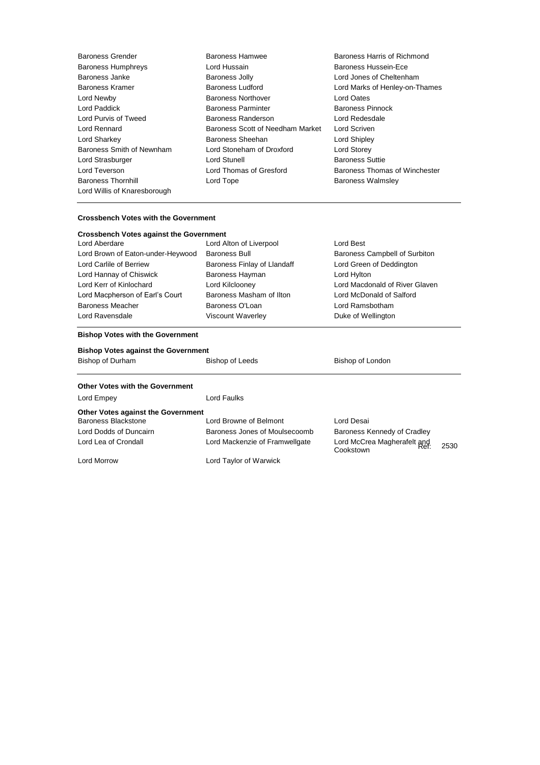| | | |
|---|---|---|
| Baroness Grender | Baroness Hamwee | Baroness Harris of Richmond |
| Baroness Humphreys | Lord Hussain | Baroness Hussein-Ece |
| Baroness Janke | Baroness Jolly | Lord Jones of Cheltenham |
| Baroness Kramer | Baroness Ludford | Lord Marks of Henley-on-Thames |
| Lord Newby | Baroness Northover | Lord Oates |
| Lord Paddick | Baroness Parminter | Baroness Pinnock |
| Lord Purvis of Tweed | Baroness Randerson | Lord Redesdale |
| Lord Rennard | Baroness Scott of Needham Market | Lord Scriven |
| Lord Sharkey | Baroness Sheehan | Lord Shipley |
| Baroness Smith of Newnham | Lord Stoneham of Droxford | Lord Storey |
| Lord Strasburger | Lord Stunell | Baroness Suttie |
| Lord Teverson | Lord Thomas of Gresford | Baroness Thomas of Winchester |
| Baroness Thornhill | Lord Tope | Baroness Walmsley |
| Lord Willis of Knaresborough | | |

**Crossbench Votes with the Government**

**Crossbench Votes against the Government**

| | | |
|---|---|---|
| Lord Aberdare | Lord Alton of Liverpool | Lord Best |
| Lord Brown of Eaton-under-Heywood | Baroness Bull | Baroness Campbell of Surbiton |
| Lord Carlile of Berriew | Baroness Finlay of Llandaff | Lord Green of Deddington |
| Lord Hannay of Chiswick | Baroness Hayman | Lord Hylton |
| Lord Kerr of Kinlochard | Lord Kilclooney | Lord Macdonald of River Glaven |
| Lord Macpherson of Earl's Court | Baroness Masham of Ilton | Lord McDonald of Salford |
| Baroness Meacher | Baroness O'Loan | Lord Ramsbotham |
| Lord Ravensdale | Viscount Waverley | Duke of Wellington |

**Bishop Votes with the Government**

**Bishop Votes against the Government**

| | | |
|---|---|---|
| Bishop of Durham | Bishop of Leeds | Bishop of London |

**Other Votes with the Government**

| | |
|---|---|
| Lord Empey | Lord Faulks |

**Other Votes against the Government**

| | | |
|---|---|---|
| Baroness Blackstone | Lord Browne of Belmont | Lord Desai |
| Lord Dodds of Duncairn | Baroness Jones of Moulsecoomb | Baroness Kennedy of Cradley |
| Lord Lea of Crondall | Lord Mackenzie of Framwellgate | Lord McCrea Magherafelt and Cookstown |
| Lord Morrow | Lord Taylor of Warwick | |

Ref: 2530